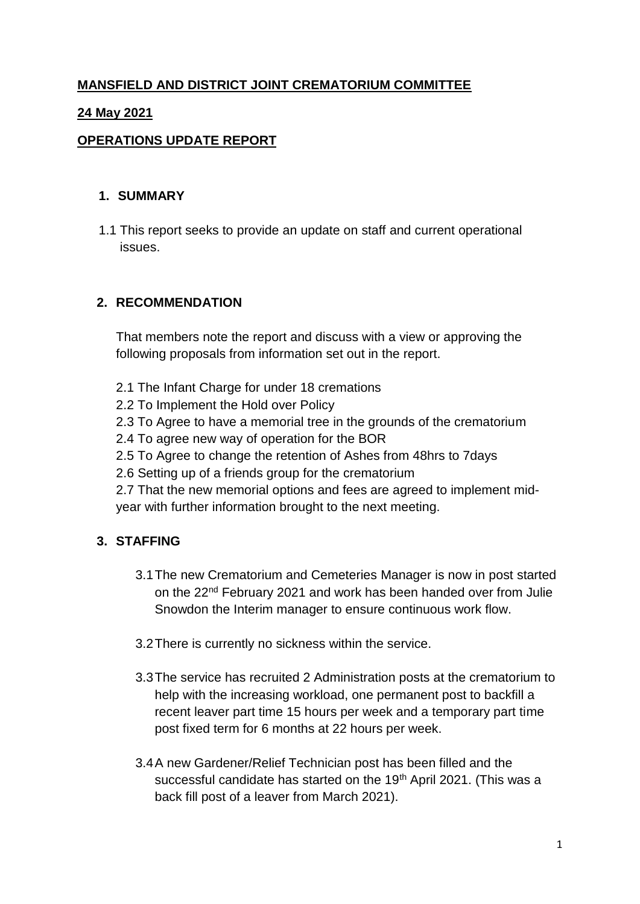**MANSFIELD AND DISTRICT JOINT CREMATORIUM COMMITTEE**

**24 May 2021**

**OPERATIONS UPDATE REPORT**

## 1. SUMMARY

1.1 This report seeks to provide an update on staff and current operational issues.

## 2. RECOMMENDATION

That members note the report and discuss with a view or approving the following proposals from information set out in the report.

2.1 The Infant Charge for under 18 cremations
2.2 To Implement the Hold over Policy
2.3 To Agree to have a memorial tree in the grounds of the crematorium
2.4 To agree new way of operation for the BOR
2.5 To Agree to change the retention of Ashes from 48hrs to 7days
2.6 Setting up of a friends group for the crematorium
2.7 That the new memorial options and fees are agreed to implement mid-year with further information brought to the next meeting.

## 3. STAFFING

3.1 The new Crematorium and Cemeteries Manager is now in post started on the 22nd February 2021 and work has been handed over from Julie Snowdon the Interim manager to ensure continuous work flow.

3.2 There is currently no sickness within the service.

3.3 The service has recruited 2 Administration posts at the crematorium to help with the increasing workload, one permanent post to backfill a recent leaver part time 15 hours per week and a temporary part time post fixed term for 6 months at 22 hours per week.

3.4 A new Gardener/Relief Technician post has been filled and the successful candidate has started on the 19th April 2021. (This was a back fill post of a leaver from March 2021).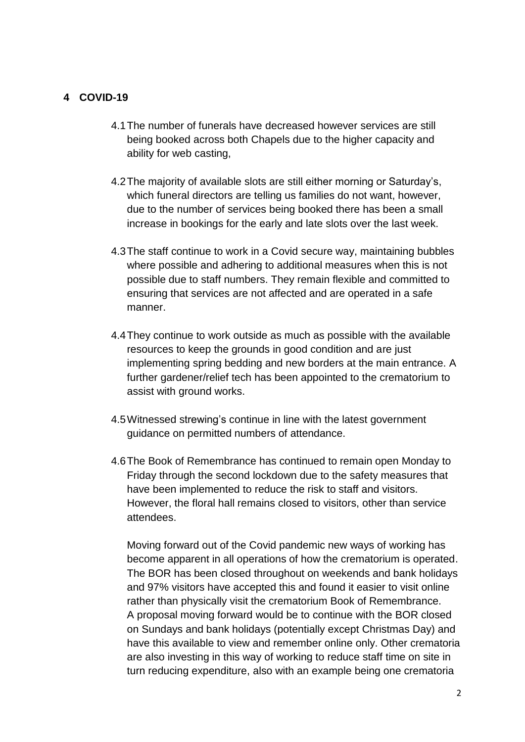## 4 COVID-19

4.1 The number of funerals have decreased however services are still being booked across both Chapels due to the higher capacity and ability for web casting,

4.2 The majority of available slots are still either morning or Saturday's, which funeral directors are telling us families do not want, however, due to the number of services being booked there has been a small increase in bookings for the early and late slots over the last week.

4.3 The staff continue to work in a Covid secure way, maintaining bubbles where possible and adhering to additional measures when this is not possible due to staff numbers. They remain flexible and committed to ensuring that services are not affected and are operated in a safe manner.

4.4 They continue to work outside as much as possible with the available resources to keep the grounds in good condition and are just implementing spring bedding and new borders at the main entrance. A further gardener/relief tech has been appointed to the crematorium to assist with ground works.

4.5 Witnessed strewing's continue in line with the latest government guidance on permitted numbers of attendance.

4.6 The Book of Remembrance has continued to remain open Monday to Friday through the second lockdown due to the safety measures that have been implemented to reduce the risk to staff and visitors. However, the floral hall remains closed to visitors, other than service attendees.

Moving forward out of the Covid pandemic new ways of working has become apparent in all operations of how the crematorium is operated. The BOR has been closed throughout on weekends and bank holidays and 97% visitors have accepted this and found it easier to visit online rather than physically visit the crematorium Book of Remembrance. A proposal moving forward would be to continue with the BOR closed on Sundays and bank holidays (potentially except Christmas Day) and have this available to view and remember online only. Other crematoria are also investing in this way of working to reduce staff time on site in turn reducing expenditure, also with an example being one crematoria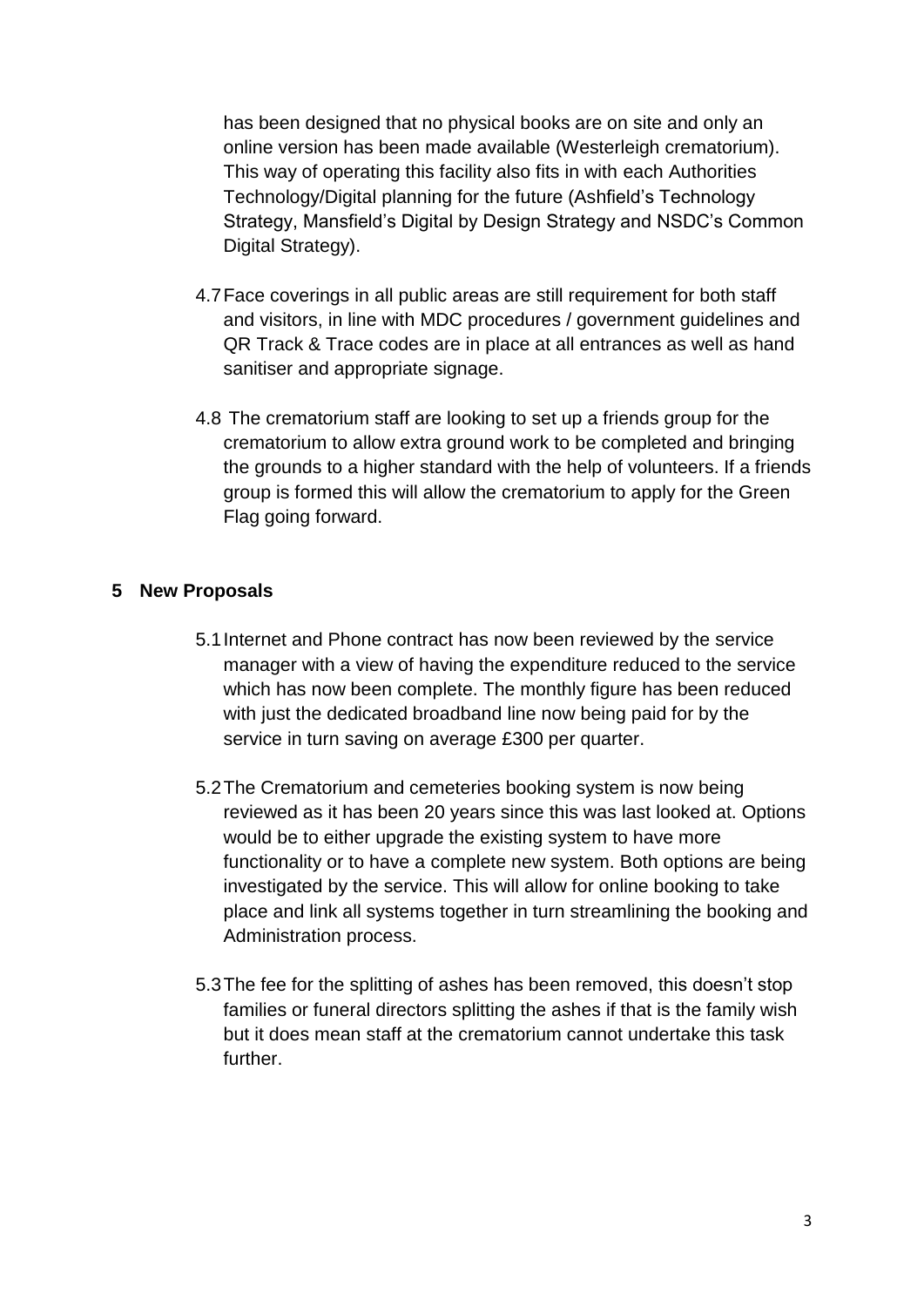has been designed that no physical books are on site and only an online version has been made available (Westerleigh crematorium). This way of operating this facility also fits in with each Authorities Technology/Digital planning for the future (Ashfield's Technology Strategy, Mansfield's Digital by Design Strategy and NSDC's Common Digital Strategy).

4.7 Face coverings in all public areas are still requirement for both staff and visitors, in line with MDC procedures / government guidelines and QR Track & Trace codes are in place at all entrances as well as hand sanitiser and appropriate signage.

4.8 The crematorium staff are looking to set up a friends group for the crematorium to allow extra ground work to be completed and bringing the grounds to a higher standard with the help of volunteers. If a friends group is formed this will allow the crematorium to apply for the Green Flag going forward.

## 5 New Proposals

5.1 Internet and Phone contract has now been reviewed by the service manager with a view of having the expenditure reduced to the service which has now been complete. The monthly figure has been reduced with just the dedicated broadband line now being paid for by the service in turn saving on average £300 per quarter.

5.2 The Crematorium and cemeteries booking system is now being reviewed as it has been 20 years since this was last looked at. Options would be to either upgrade the existing system to have more functionality or to have a complete new system. Both options are being investigated by the service. This will allow for online booking to take place and link all systems together in turn streamlining the booking and Administration process.

5.3 The fee for the splitting of ashes has been removed, this doesn't stop families or funeral directors splitting the ashes if that is the family wish but it does mean staff at the crematorium cannot undertake this task further.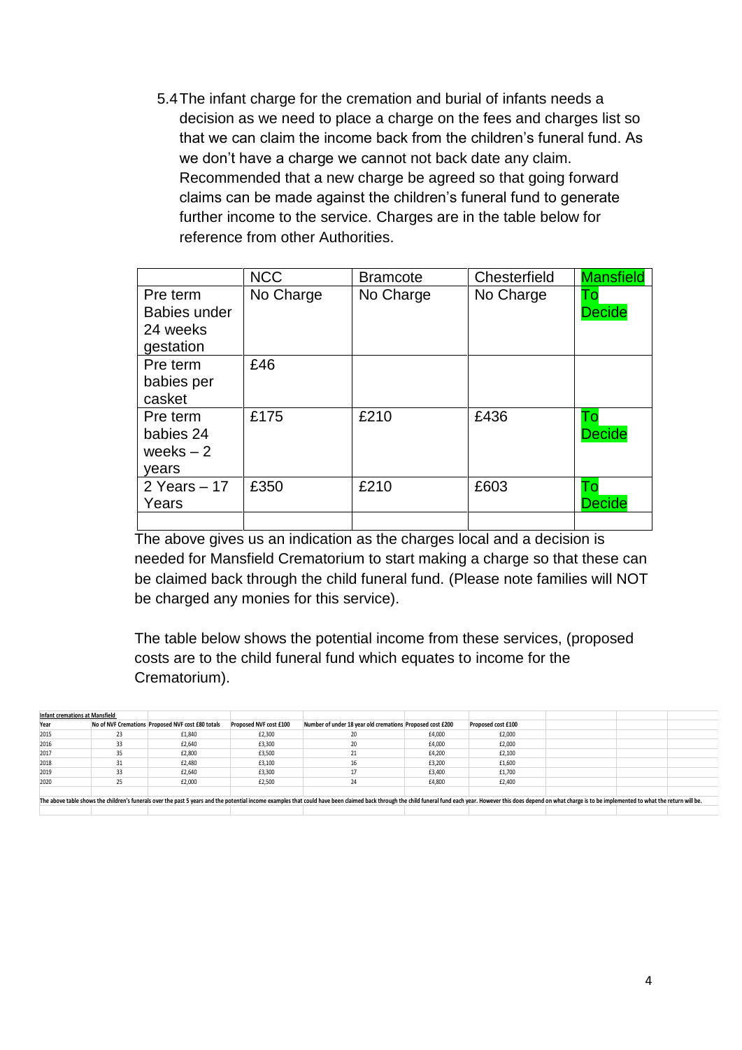5.4 The infant charge for the cremation and burial of infants needs a decision as we need to place a charge on the fees and charges list so that we can claim the income back from the children's funeral fund. As we don't have a charge we cannot not back date any claim. Recommended that a new charge be agreed so that going forward claims can be made against the children's funeral fund to generate further income to the service. Charges are in the table below for reference from other Authorities.

| | NCC | Bramcote | Chesterfield | Mansfield |
|---|---|---|---|---|
| Pre term Babies under 24 weeks gestation | No Charge | No Charge | No Charge | To Decide |
| Pre term babies per casket | £46 | | | |
| Pre term babies 24 weeks – 2 years | £175 | £210 | £436 | To Decide |
| 2 Years – 17 Years | £350 | £210 | £603 | To Decide |
| | | | | |

The above gives us an indication as the charges local and a decision is needed for Mansfield Crematorium to start making a charge so that these can be claimed back through the child funeral fund. (Please note families will NOT be charged any monies for this service).

The table below shows the potential income from these services, (proposed costs are to the child funeral fund which equates to income for the Crematorium).

**Infant cremations at Mansfield**

| Year | No of NVF Cremations | Proposed NVF cost £80 totals | Proposed NVF cost £100 | Number of under 18 year old cremations | Proposed cost £200 | Proposed cost £100 |
|---|---|---|---|---|---|---|
| 2015 | 23 | £1,840 | £2,300 | 20 | £4,000 | £2,000 |
| 2016 | 33 | £2,640 | £3,300 | 20 | £4,000 | £2,000 |
| 2017 | 35 | £2,800 | £3,500 | 21 | £4,200 | £2,100 |
| 2018 | 31 | £2,480 | £3,100 | 16 | £3,200 | £1,600 |
| 2019 | 33 | £2,640 | £3,300 | 17 | £3,400 | £1,700 |
| 2020 | 25 | £2,000 | £2,500 | 24 | £4,800 | £2,400 |

The above table shows the children's funerals over the past 5 years and the potential income examples that could have been claimed back through the child funeral fund each year. However this does depend on what charge is to be implemented to what the return will be.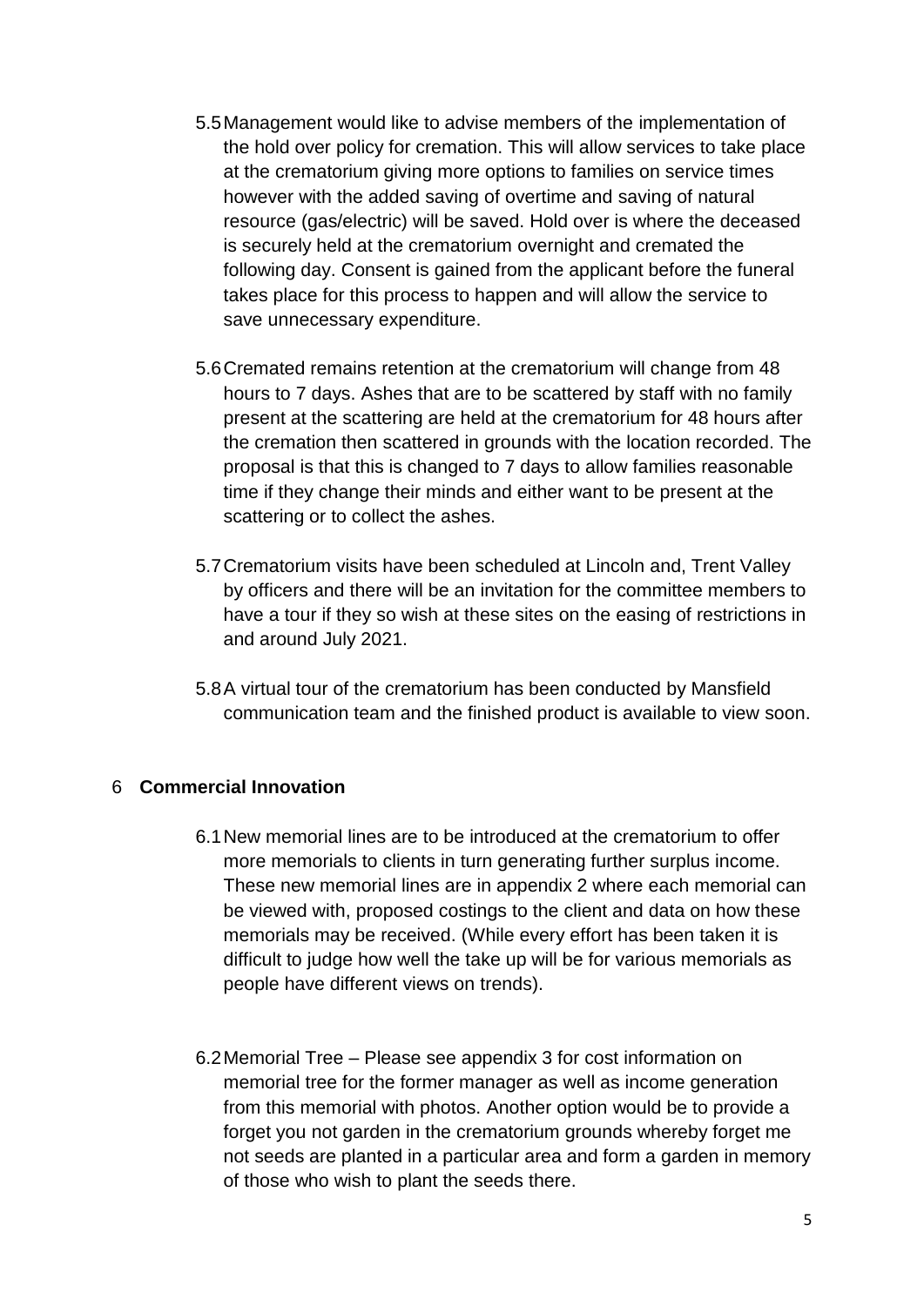5.5 Management would like to advise members of the implementation of the hold over policy for cremation. This will allow services to take place at the crematorium giving more options to families on service times however with the added saving of overtime and saving of natural resource (gas/electric) will be saved. Hold over is where the deceased is securely held at the crematorium overnight and cremated the following day. Consent is gained from the applicant before the funeral takes place for this process to happen and will allow the service to save unnecessary expenditure.

5.6 Cremated remains retention at the crematorium will change from 48 hours to 7 days. Ashes that are to be scattered by staff with no family present at the scattering are held at the crematorium for 48 hours after the cremation then scattered in grounds with the location recorded. The proposal is that this is changed to 7 days to allow families reasonable time if they change their minds and either want to be present at the scattering or to collect the ashes.

5.7 Crematorium visits have been scheduled at Lincoln and, Trent Valley by officers and there will be an invitation for the committee members to have a tour if they so wish at these sites on the easing of restrictions in and around July 2021.

5.8 A virtual tour of the crematorium has been conducted by Mansfield communication team and the finished product is available to view soon.

## 6 **Commercial Innovation**

6.1 New memorial lines are to be introduced at the crematorium to offer more memorials to clients in turn generating further surplus income. These new memorial lines are in appendix 2 where each memorial can be viewed with, proposed costings to the client and data on how these memorials may be received. (While every effort has been taken it is difficult to judge how well the take up will be for various memorials as people have different views on trends).

6.2 Memorial Tree – Please see appendix 3 for cost information on memorial tree for the former manager as well as income generation from this memorial with photos. Another option would be to provide a forget you not garden in the crematorium grounds whereby forget me not seeds are planted in a particular area and form a garden in memory of those who wish to plant the seeds there.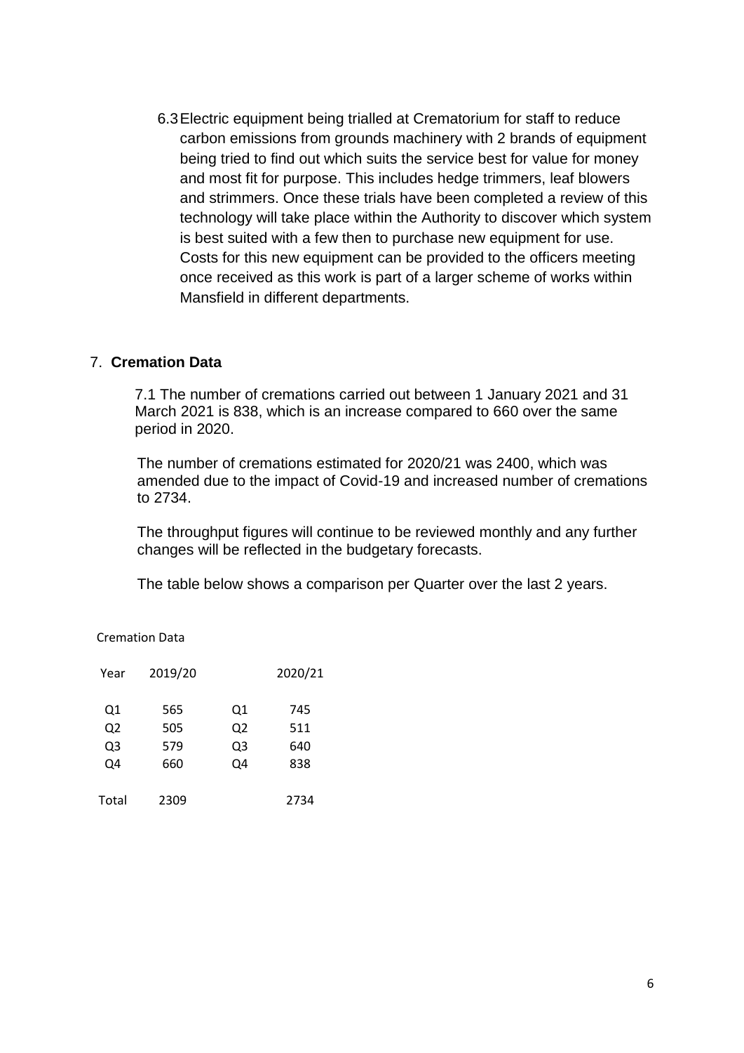6.3 Electric equipment being trialled at Crematorium for staff to reduce carbon emissions from grounds machinery with 2 brands of equipment being tried to find out which suits the service best for value for money and most fit for purpose. This includes hedge trimmers, leaf blowers and strimmers. Once these trials have been completed a review of this technology will take place within the Authority to discover which system is best suited with a few then to purchase new equipment for use. Costs for this new equipment can be provided to the officers meeting once received as this work is part of a larger scheme of works within Mansfield in different departments.

## 7. **Cremation Data**

7.1 The number of cremations carried out between 1 January 2021 and 31 March 2021 is 838, which is an increase compared to 660 over the same period in 2020.

The number of cremations estimated for 2020/21 was 2400, which was amended due to the impact of Covid-19 and increased number of cremations to 2734.

The throughput figures will continue to be reviewed monthly and any further changes will be reflected in the budgetary forecasts.

The table below shows a comparison per Quarter over the last 2 years.

Cremation Data

| Year | 2019/20 | | 2020/21 |
|---|---|---|---|
| Q1 | 565 | Q1 | 745 |
| Q2 | 505 | Q2 | 511 |
| Q3 | 579 | Q3 | 640 |
| Q4 | 660 | Q4 | 838 |
| Total | 2309 | | 2734 |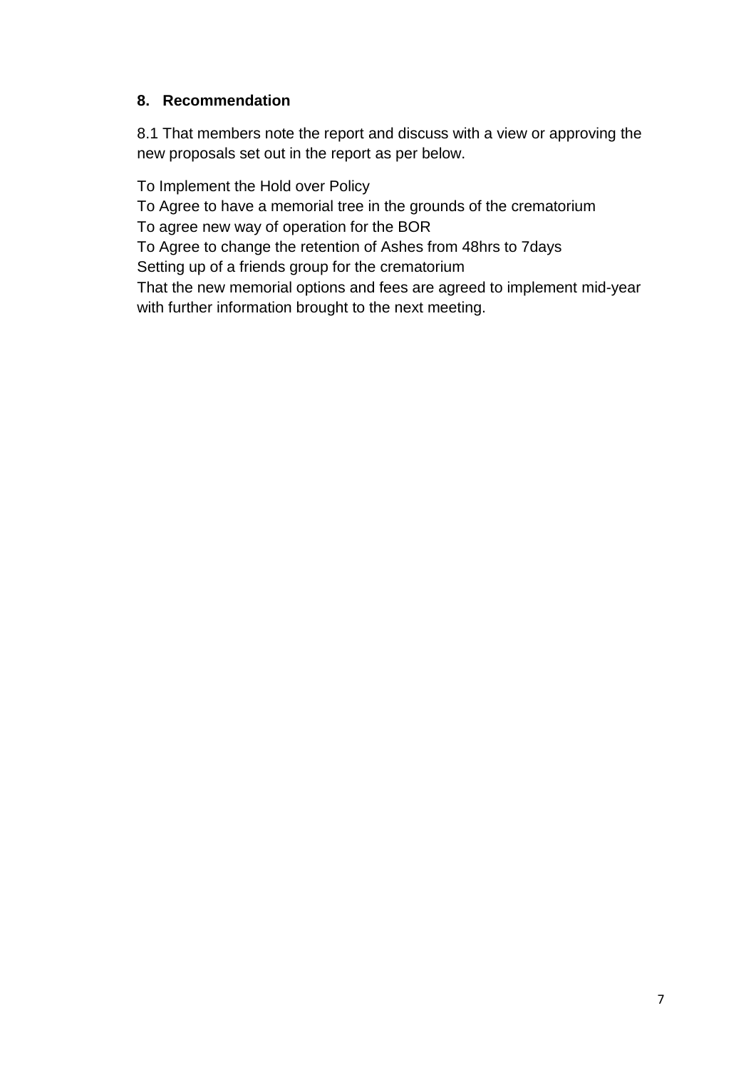## 8. Recommendation

8.1 That members note the report and discuss with a view or approving the new proposals set out in the report as per below.

To Implement the Hold over Policy
To Agree to have a memorial tree in the grounds of the crematorium
To agree new way of operation for the BOR
To Agree to change the retention of Ashes from 48hrs to 7days
Setting up of a friends group for the crematorium
That the new memorial options and fees are agreed to implement mid-year with further information brought to the next meeting.